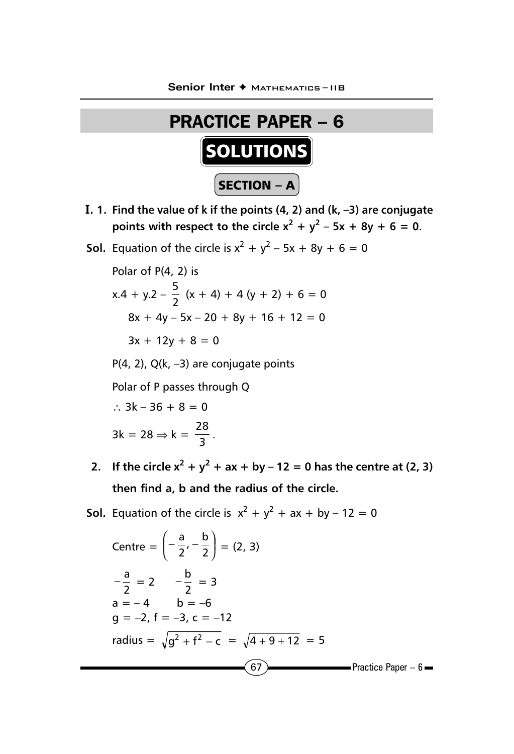# PRACTICE PAPER – 6

## SOLUTIONS

### SECTION – A

**I. 1. Find the value of k if the points (4, 2) and (k, –3) are conjugate points with respect to the circle $x^2 + y^2 - 5x + 8y + 6 = 0$.**

**Sol.** Equation of the circle is $x^2 + y^2 - 5x + 8y + 6 = 0$

Polar of P(4, 2) is

$$x.4 + y.2 - \frac{5}{2}(x + 4) + 4(y + 2) + 6 = 0$$

$$8x + 4y - 5x - 20 + 8y + 16 + 12 = 0$$

$$3x + 12y + 8 = 0$$

P(4, 2), Q(k, –3) are conjugate points

Polar of P passes through Q

$$\therefore 3k - 36 + 8 = 0$$

$$3k = 28 \Rightarrow k = \frac{28}{3}.$$

**2. If the circle $x^2 + y^2 + ax + by - 12 = 0$ has the centre at (2, 3) then find a, b and the radius of the circle.**

**Sol.** Equation of the circle is $x^2 + y^2 + ax + by - 12 = 0$

$$\text{Centre} = \left(-\frac{a}{2}, -\frac{b}{2}\right) = (2, 3)$$

$$-\frac{a}{2} = 2 \qquad -\frac{b}{2} = 3$$

$$a = -4 \qquad b = -6$$

$$g = -2,\ f = -3,\ c = -12$$

$$\text{radius} = \sqrt{g^2 + f^2 - c} = \sqrt{4 + 9 + 12} = 5$$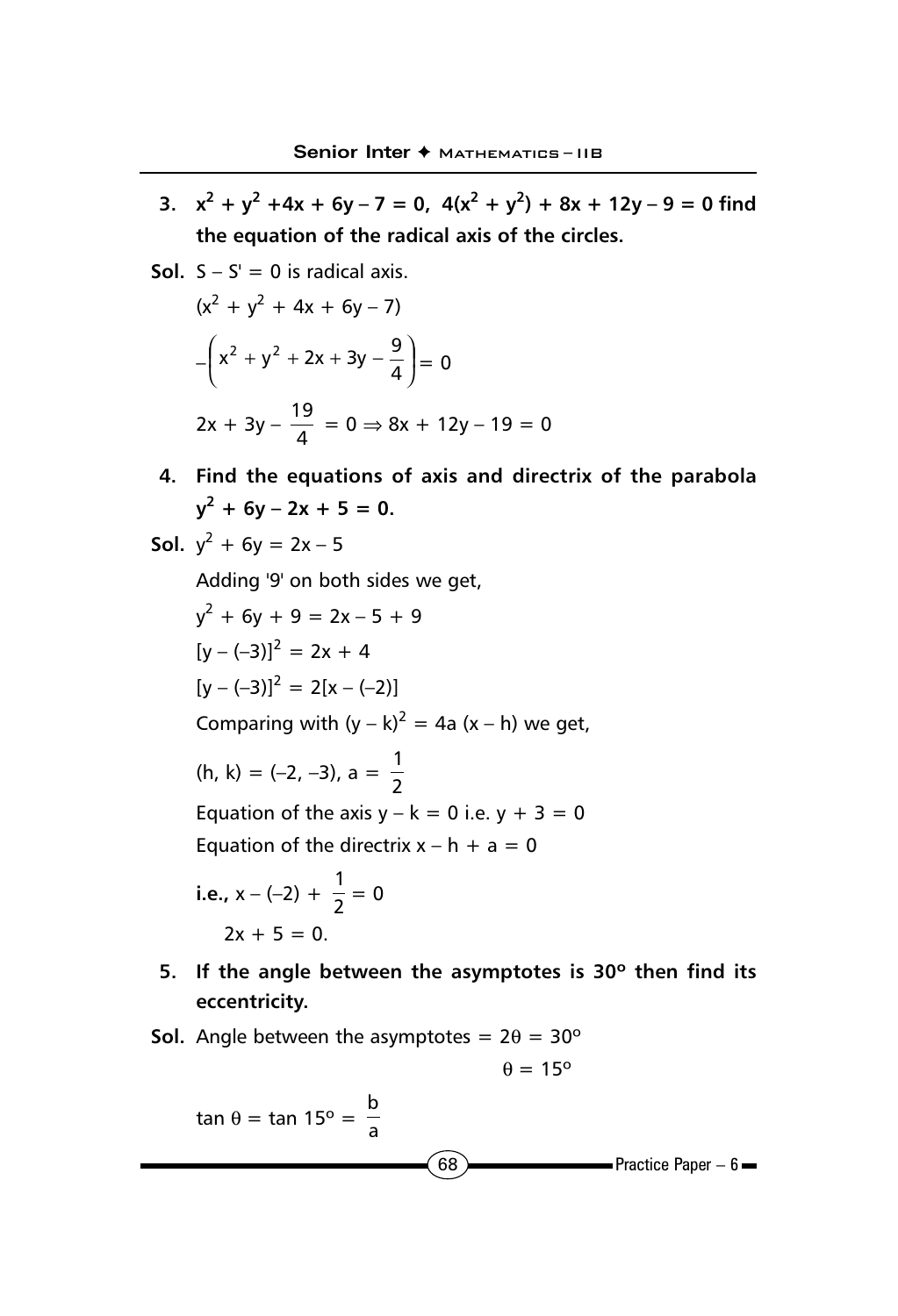**3. $x^2 + y^2 + 4x + 6y - 7 = 0$, $4(x^2 + y^2) + 8x + 12y - 9 = 0$ find the equation of the radical axis of the circles.**

**Sol.** $S - S' = 0$ is radical axis.

$$(x^2 + y^2 + 4x + 6y - 7)$$

$$-\left(x^2 + y^2 + 2x + 3y - \frac{9}{4}\right) = 0$$

$$2x + 3y - \frac{19}{4} = 0 \Rightarrow 8x + 12y - 19 = 0$$

**4. Find the equations of axis and directrix of the parabola $y^2 + 6y - 2x + 5 = 0$.**

**Sol.** $y^2 + 6y = 2x - 5$

Adding '9' on both sides we get,

$$y^2 + 6y + 9 = 2x - 5 + 9$$

$$[y - (-3)]^2 = 2x + 4$$

$$[y - (-3)]^2 = 2[x - (-2)]$$

Comparing with $(y - k)^2 = 4a(x - h)$ we get,

$$(h, k) = (-2, -3),\ a = \frac{1}{2}$$

Equation of the axis $y - k = 0$ i.e. $y + 3 = 0$

Equation of the directrix $x - h + a = 0$

**i.e.,** $x - (-2) + \dfrac{1}{2} = 0$

$$2x + 5 = 0.$$

**5. If the angle between the asymptotes is 30° then find its eccentricity.**

**Sol.** Angle between the asymptotes $= 2\theta = 30^\circ$

$$\theta = 15^\circ$$

$$\tan\theta = \tan 15^\circ = \frac{b}{a}$$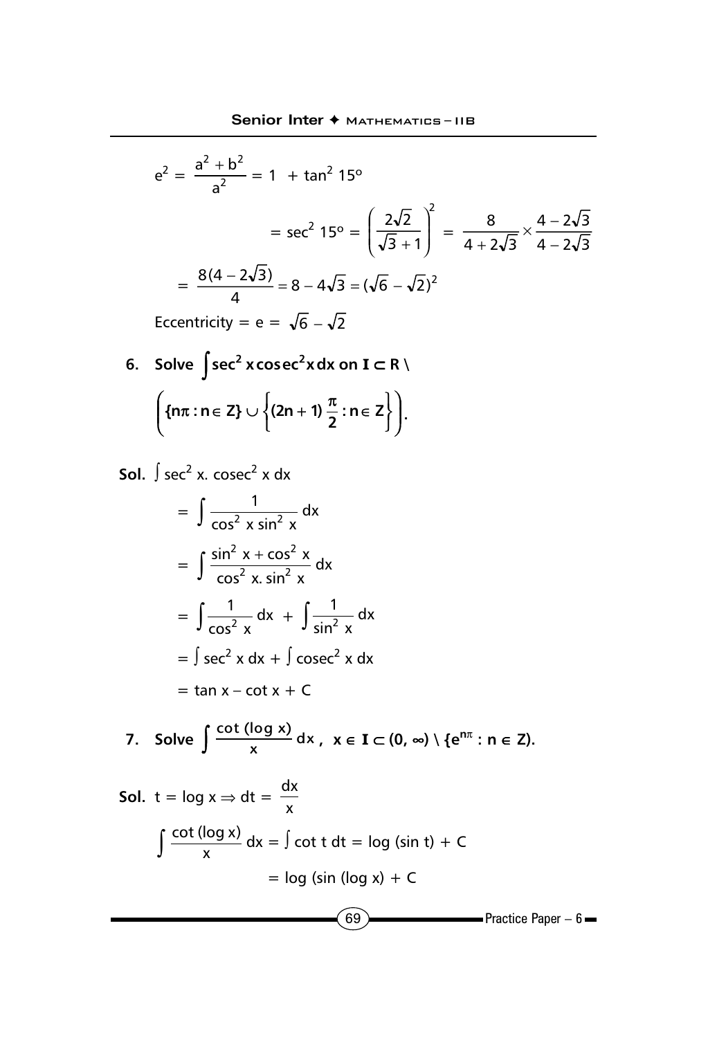$$e^2 = \frac{a^2 + b^2}{a^2} = 1 + \tan^2 15^o$$

$$= \sec^2 15^o = \left(\frac{2\sqrt{2}}{\sqrt{3}+1}\right)^2 = \frac{8}{4+2\sqrt{3}} \times \frac{4-2\sqrt{3}}{4-2\sqrt{3}}$$

$$= \frac{8(4-2\sqrt{3})}{4} = 8 - 4\sqrt{3} = (\sqrt{6}-\sqrt{2})^2$$

Eccentricity = $e = \sqrt{6} - \sqrt{2}$

**6. Solve $\int \sec^2 x \operatorname{cosec}^2 x \, dx$ on $I \subset R \setminus \left(\{n\pi : n \in Z\} \cup \left\{(2n+1)\frac{\pi}{2} : n \in Z\right\}\right)$.**

**Sol.** $\int \sec^2 x . \operatorname{cosec}^2 x \, dx$

$$= \int \frac{1}{\cos^2 x \sin^2 x} dx$$

$$= \int \frac{\sin^2 x + \cos^2 x}{\cos^2 x . \sin^2 x} dx$$

$$= \int \frac{1}{\cos^2 x} dx + \int \frac{1}{\sin^2 x} dx$$

$$= \int \sec^2 x \, dx + \int \operatorname{cosec}^2 x \, dx$$

$$= \tan x - \cot x + C$$

**7. Solve $\int \frac{\cot(\log x)}{x} dx$, $x \in I \subset (0, \infty) \setminus \{e^{n\pi} : n \in Z\}$.**

**Sol.** $t = \log x \Rightarrow dt = \frac{dx}{x}$

$$\int \frac{\cot(\log x)}{x} dx = \int \cot t \, dt = \log(\sin t) + C$$

$$= \log(\sin(\log x)) + C$$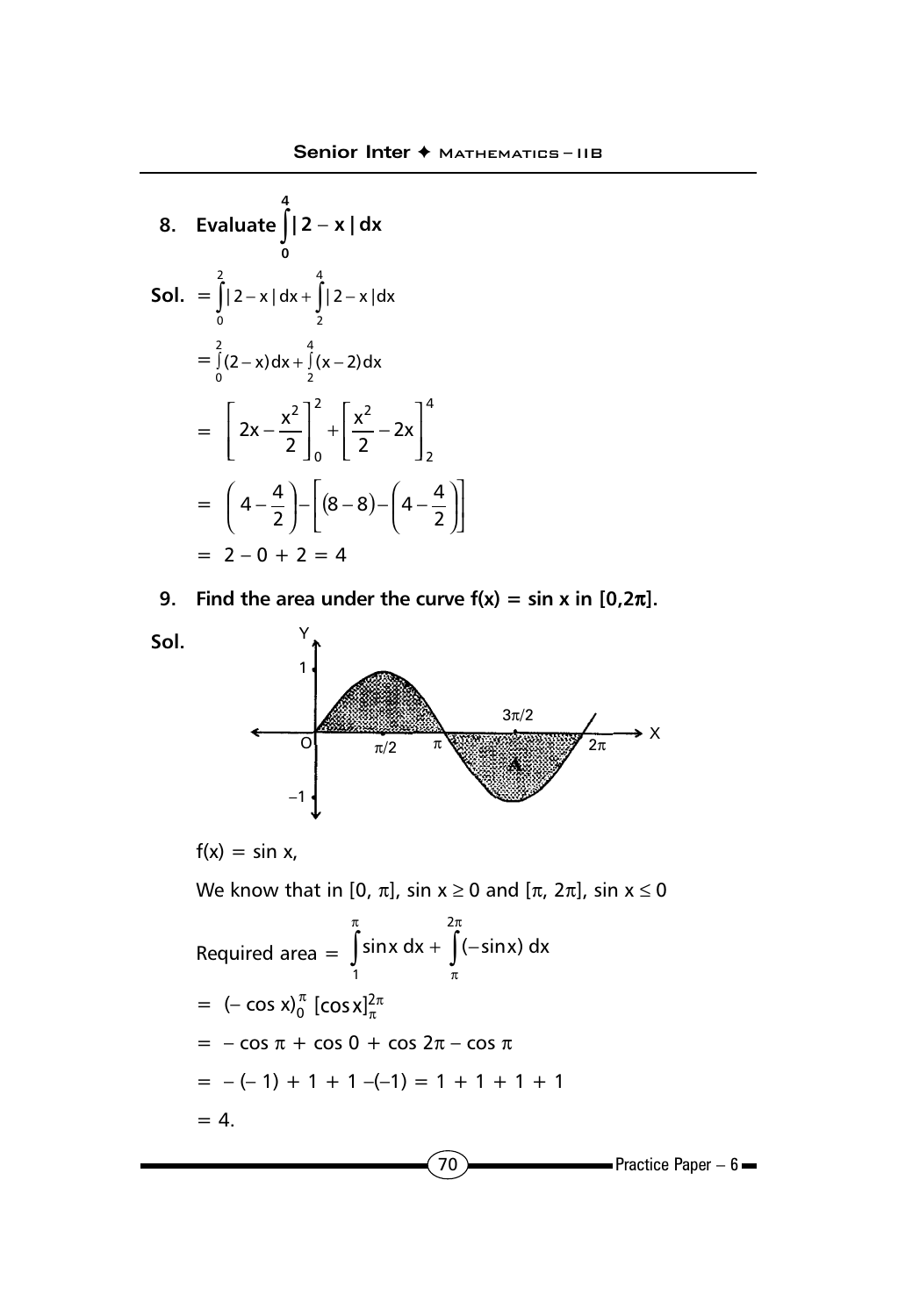**8. Evaluate** $\int_0^4 |2 - x|\, dx$

**Sol.** $= \int_0^2 |2-x|\,dx + \int_2^4 |2-x|\,dx$

$= \int_0^2 (2-x)\,dx + \int_2^4 (x-2)\,dx$

$= \left[2x - \frac{x^2}{2}\right]_0^2 + \left[\frac{x^2}{2} - 2x\right]_2^4$

$= \left(4 - \frac{4}{2}\right) - \left[(8-8) - \left(4 - \frac{4}{2}\right)\right]$

$= 2 - 0 + 2 = 4$

**9. Find the area under the curve f(x) = sin x in [0,2π].**

**Sol.**

$f(x) = \sin x,$

We know that in $[0, \pi]$, $\sin x \geq 0$ and $[\pi, 2\pi]$, $\sin x \leq 0$

Required area $= \int_1^{\pi} \sin x\, dx + \int_{\pi}^{2\pi} (-\sin x)\, dx$

$= (-\cos x)_0^{\pi}\ [\cos x]_{\pi}^{2\pi}$

$= -\cos \pi + \cos 0 + \cos 2\pi - \cos \pi$

$= -(-1) + 1 + 1 - (-1) = 1 + 1 + 1 + 1$

$= 4.$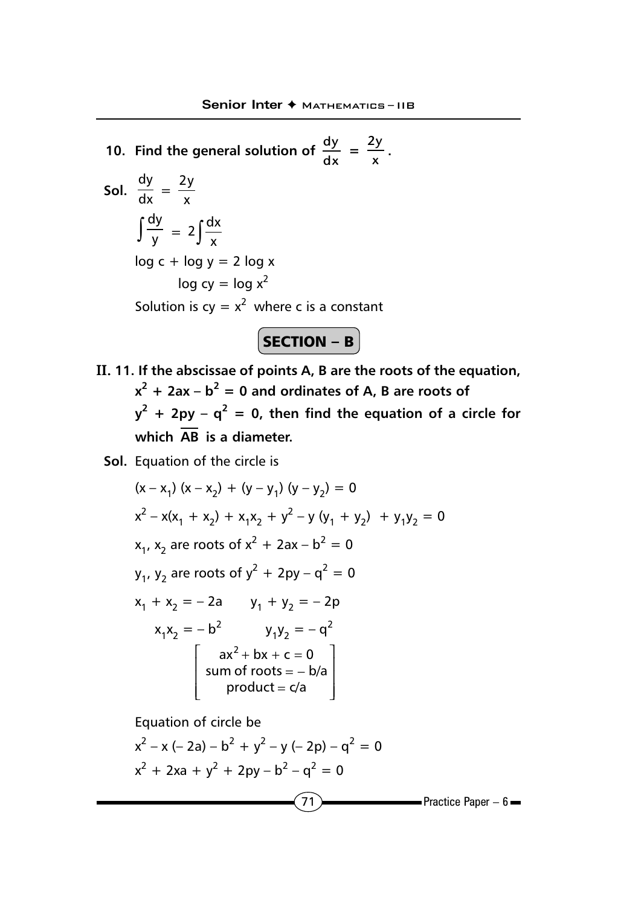**10. Find the general solution of $\frac{dy}{dx} = \frac{2y}{x}$.**

**Sol.** $\frac{dy}{dx} = \frac{2y}{x}$

$$\int \frac{dy}{y} = 2\int \frac{dx}{x}$$

$$\log c + \log y = 2 \log x$$

$$\log cy = \log x^2$$

Solution is $cy = x^2$ where c is a constant

## SECTION – B

**II. 11. If the abscissae of points A, B are the roots of the equation, $x^2 + 2ax - b^2 = 0$ and ordinates of A, B are roots of $y^2 + 2py - q^2 = 0$, then find the equation of a circle for which $\overline{AB}$ is a diameter.**

**Sol.** Equation of the circle is

$$(x - x_1)(x - x_2) + (y - y_1)(y - y_2) = 0$$

$$x^2 - x(x_1 + x_2) + x_1x_2 + y^2 - y(y_1 + y_2) + y_1y_2 = 0$$

$x_1, x_2$ are roots of $x^2 + 2ax - b^2 = 0$

$y_1, y_2$ are roots of $y^2 + 2py - q^2 = 0$

$x_1 + x_2 = -2a \qquad y_1 + y_2 = -2p$

$x_1x_2 = -b^2 \qquad y_1y_2 = -q^2$

$$\left[\begin{array}{c} ax^2 + bx + c = 0 \\ \text{sum of roots} = -b/a \\ \text{product} = c/a \end{array}\right]$$

Equation of circle be

$$x^2 - x(-2a) - b^2 + y^2 - y(-2p) - q^2 = 0$$

$$x^2 + 2xa + y^2 + 2py - b^2 - q^2 = 0$$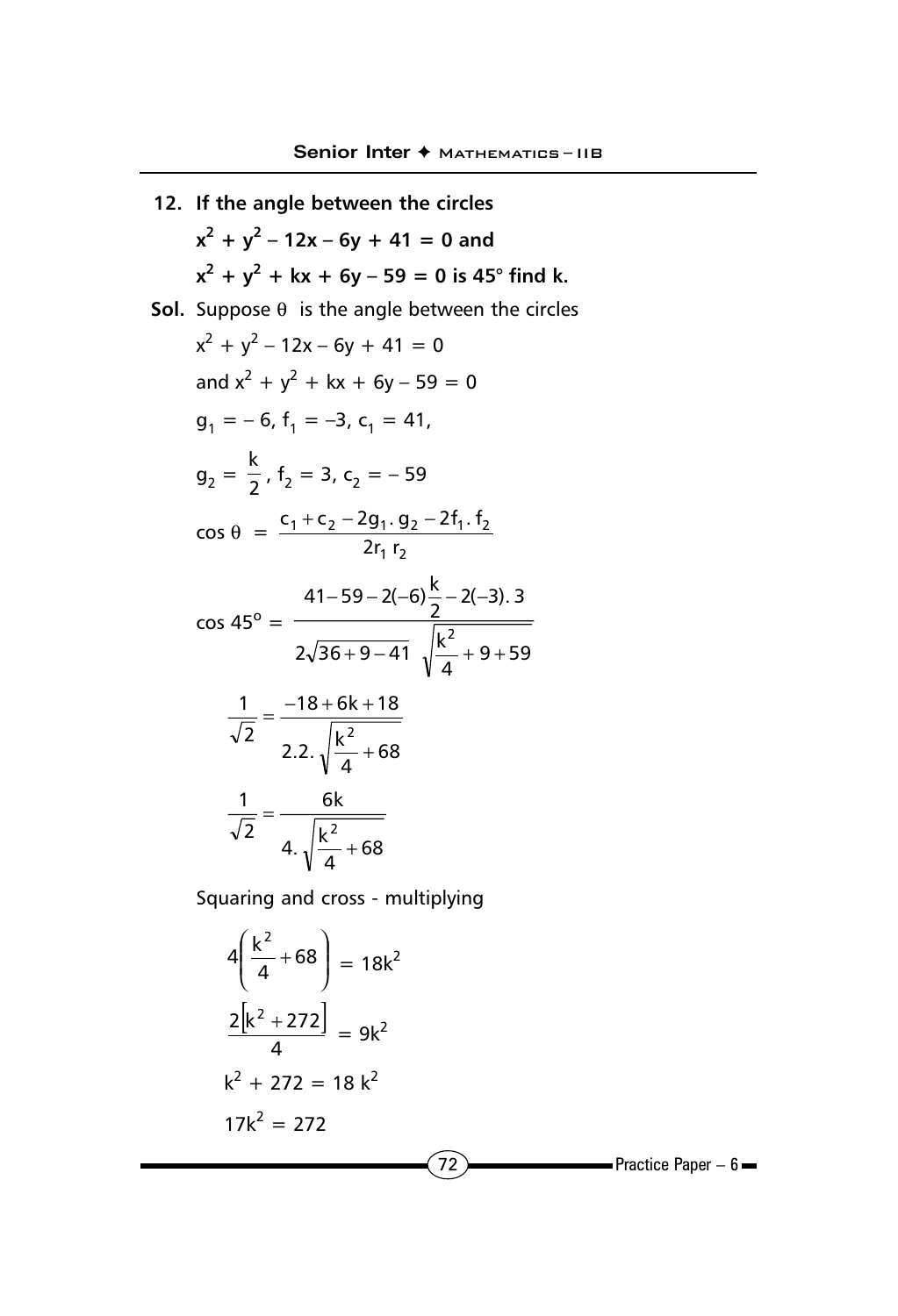**12. If the angle between the circles**

**$x^2 + y^2 - 12x - 6y + 41 = 0$ and**

**$x^2 + y^2 + kx + 6y - 59 = 0$ is 45° find k.**

**Sol.** Suppose $\theta$ is the angle between the circles

$x^2 + y^2 - 12x - 6y + 41 = 0$

and $x^2 + y^2 + kx + 6y - 59 = 0$

$g_1 = -6,\ f_1 = -3,\ c_1 = 41,$

$g_2 = \frac{k}{2},\ f_2 = 3,\ c_2 = -59$

$$\cos\theta = \frac{c_1 + c_2 - 2g_1 . g_2 - 2f_1 . f_2}{2r_1 r_2}$$

$$\cos 45^\circ = \frac{41 - 59 - 2(-6)\frac{k}{2} - 2(-3).\,3}{2\sqrt{36+9-41}\ \sqrt{\frac{k^2}{4} + 9 + 59}}$$

$$\frac{1}{\sqrt{2}} = \frac{-18 + 6k + 18}{2.2.\sqrt{\frac{k^2}{4} + 68}}$$

$$\frac{1}{\sqrt{2}} = \frac{6k}{4.\sqrt{\frac{k^2}{4} + 68}}$$

Squaring and cross - multiplying

$$4\left(\frac{k^2}{4} + 68\right) = 18k^2$$

$$\frac{2\left[k^2 + 272\right]}{4} = 9k^2$$

$$k^2 + 272 = 18\,k^2$$

$$17k^2 = 272$$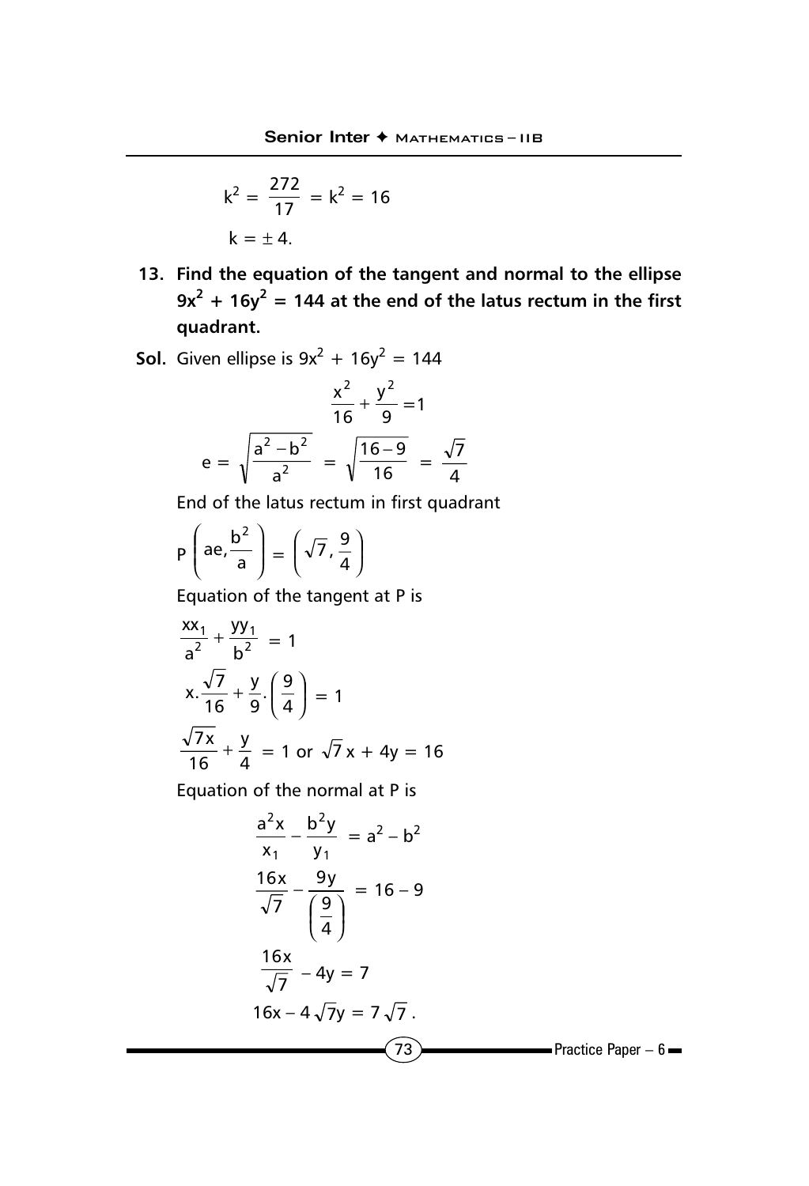$$k^2 = \frac{272}{17} = k^2 = 16$$

$$k = \pm 4.$$

**13. Find the equation of the tangent and normal to the ellipse $9x^2 + 16y^2 = 144$ at the end of the latus rectum in the first quadrant.**

**Sol.** Given ellipse is $9x^2 + 16y^2 = 144$

$$\frac{x^2}{16} + \frac{y^2}{9} = 1$$

$$e = \sqrt{\frac{a^2 - b^2}{a^2}} = \sqrt{\frac{16-9}{16}} = \frac{\sqrt{7}}{4}$$

End of the latus rectum in first quadrant

$$P\left(ae, \frac{b^2}{a}\right) = \left(\sqrt{7}, \frac{9}{4}\right)$$

Equation of the tangent at P is

$$\frac{xx_1}{a^2} + \frac{yy_1}{b^2} = 1$$

$$x.\frac{\sqrt{7}}{16} + \frac{y}{9}.\left(\frac{9}{4}\right) = 1$$

$$\frac{\sqrt{7}x}{16} + \frac{y}{4} = 1 \text{ or } \sqrt{7}\,x + 4y = 16$$

Equation of the normal at P is

$$\frac{a^2x}{x_1} - \frac{b^2y}{y_1} = a^2 - b^2$$

$$\frac{16x}{\sqrt{7}} - \frac{9y}{\left(\frac{9}{4}\right)} = 16 - 9$$

$$\frac{16x}{\sqrt{7}} - 4y = 7$$

$$16x - 4\sqrt{7}y = 7\sqrt{7}.$$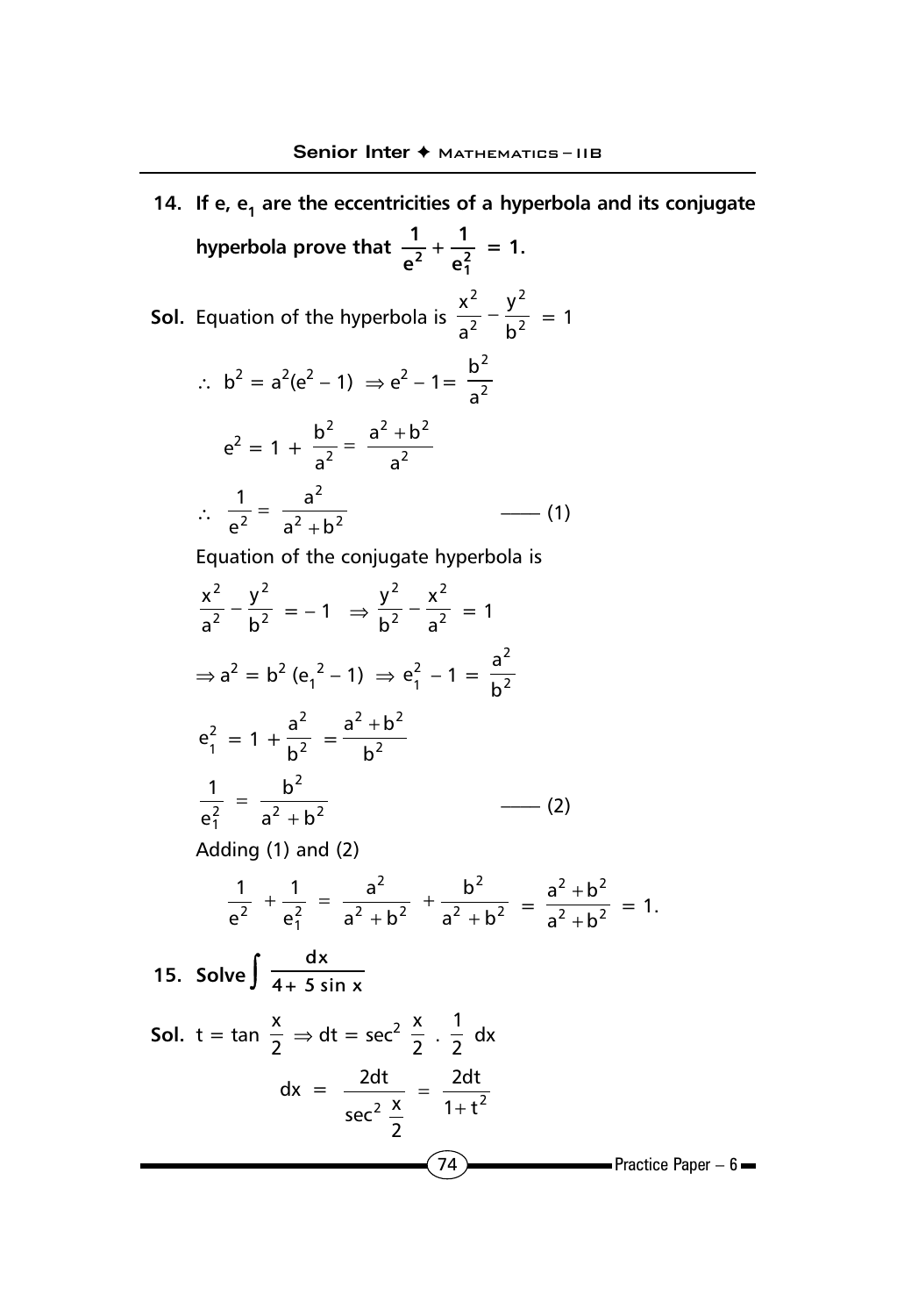**14. If e, $e_1$ are the eccentricities of a hyperbola and its conjugate hyperbola prove that $\frac{1}{e^2} + \frac{1}{e_1^2} = 1$.**

**Sol.** Equation of the hyperbola is $\frac{x^2}{a^2} - \frac{y^2}{b^2} = 1$

$$\therefore\ b^2 = a^2(e^2 - 1) \Rightarrow e^2 - 1 = \frac{b^2}{a^2}$$

$$e^2 = 1 + \frac{b^2}{a^2} = \frac{a^2 + b^2}{a^2}$$

$$\therefore\ \frac{1}{e^2} = \frac{a^2}{a^2 + b^2} \qquad \text{—— (1)}$$

Equation of the conjugate hyperbola is

$$\frac{x^2}{a^2} - \frac{y^2}{b^2} = -1 \Rightarrow \frac{y^2}{b^2} - \frac{x^2}{a^2} = 1$$

$$\Rightarrow a^2 = b^2(e_1^2 - 1) \Rightarrow e_1^2 - 1 = \frac{a^2}{b^2}$$

$$e_1^2 = 1 + \frac{a^2}{b^2} = \frac{a^2 + b^2}{b^2}$$

$$\frac{1}{e_1^2} = \frac{b^2}{a^2 + b^2} \qquad \text{—— (2)}$$

Adding (1) and (2)

$$\frac{1}{e^2} + \frac{1}{e_1^2} = \frac{a^2}{a^2 + b^2} + \frac{b^2}{a^2 + b^2} = \frac{a^2 + b^2}{a^2 + b^2} = 1.$$

**15. Solve $\int \frac{dx}{4 + 5\sin x}$**

**Sol.** $t = \tan\frac{x}{2} \Rightarrow dt = \sec^2\frac{x}{2} \cdot \frac{1}{2}\,dx$

$$dx = \frac{2dt}{\sec^2\frac{x}{2}} = \frac{2dt}{1 + t^2}$$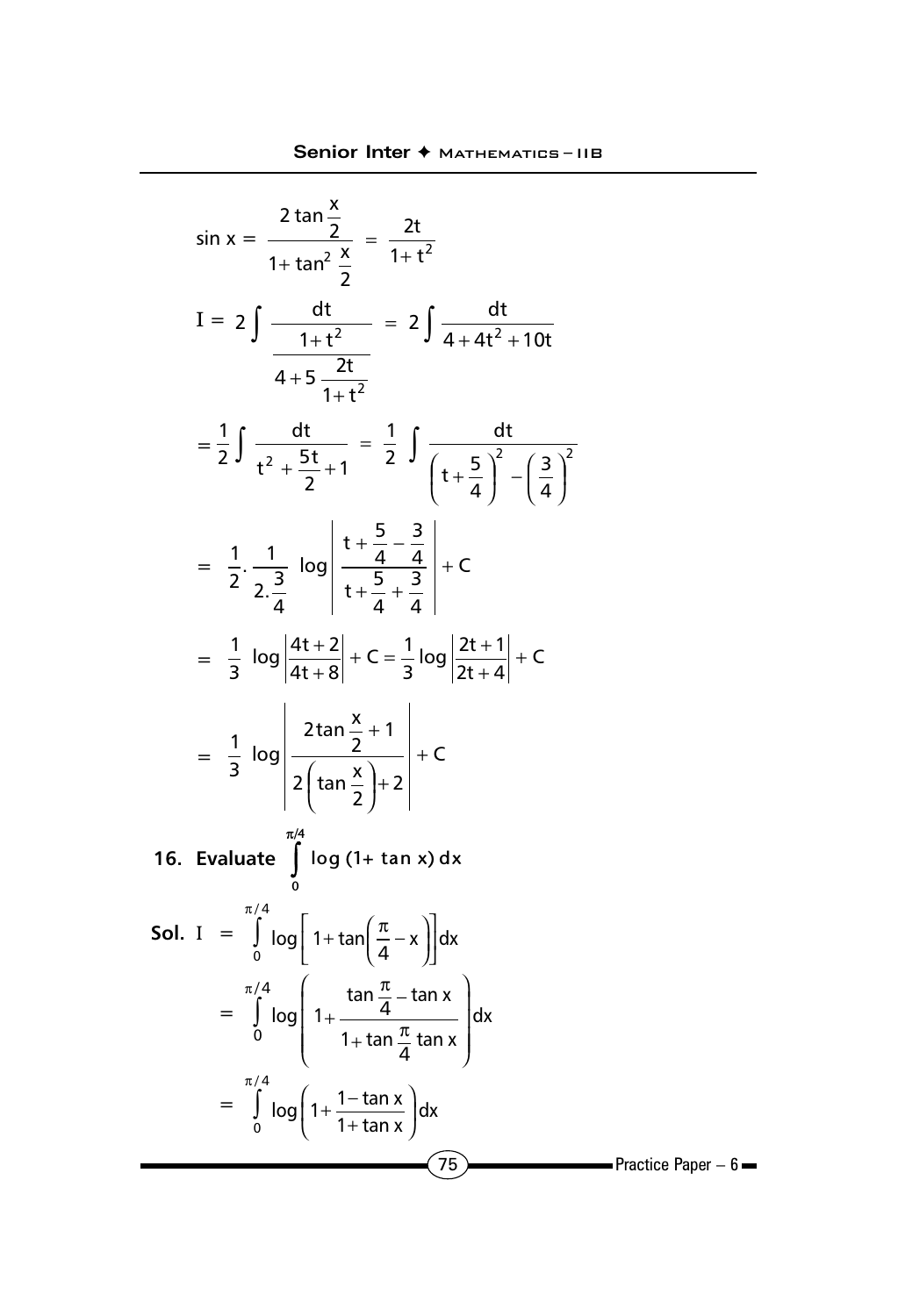$$\sin x = \frac{2\tan\frac{x}{2}}{1+\tan^2\frac{x}{2}} = \frac{2t}{1+t^2}$$

$$I = 2\int \frac{\frac{dt}{1+t^2}}{4+5\frac{2t}{1+t^2}} = 2\int \frac{dt}{4+4t^2+10t}$$

$$= \frac{1}{2}\int \frac{dt}{t^2+\frac{5t}{2}+1} = \frac{1}{2}\int \frac{dt}{\left(t+\frac{5}{4}\right)^2 - \left(\frac{3}{4}\right)^2}$$

$$= \frac{1}{2}.\frac{1}{2.\frac{3}{4}} \log\left|\frac{t+\frac{5}{4}-\frac{3}{4}}{t+\frac{5}{4}+\frac{3}{4}}\right| + C$$

$$= \frac{1}{3}\log\left|\frac{4t+2}{4t+8}\right| + C = \frac{1}{3}\log\left|\frac{2t+1}{2t+4}\right| + C$$

$$= \frac{1}{3}\log\left|\frac{2\tan\frac{x}{2}+1}{2\left(\tan\frac{x}{2}\right)+2}\right| + C$$

**16. Evaluate $\int_0^{\pi/4} \log(1+\tan x)\,dx$**

**Sol.** 
$$I = \int_0^{\pi/4} \log\left[1+\tan\left(\frac{\pi}{4}-x\right)\right]dx$$

$$= \int_0^{\pi/4} \log\left(1+\frac{\tan\frac{\pi}{4}-\tan x}{1+\tan\frac{\pi}{4}\tan x}\right)dx$$

$$= \int_0^{\pi/4} \log\left(1+\frac{1-\tan x}{1+\tan x}\right)dx$$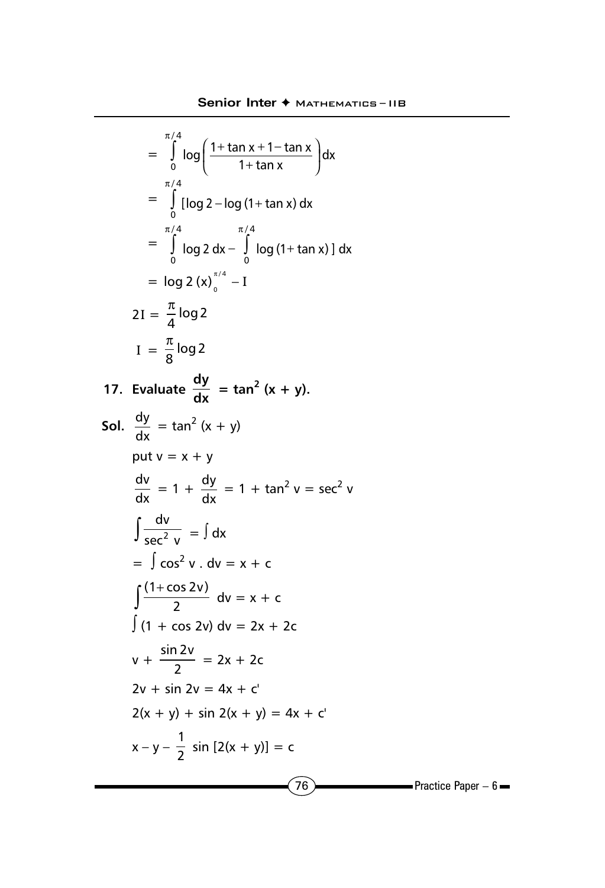$$= \int_0^{\pi/4} \log\left(\frac{1+\tan x + 1 - \tan x}{1+\tan x}\right) dx$$

$$= \int_0^{\pi/4} [\log 2 - \log(1+\tan x)\, dx$$

$$= \int_0^{\pi/4} \log 2\, dx - \int_0^{\pi/4} \log(1+\tan x)\,]\, dx$$

$$= \log 2\,(x)_0^{\pi/4} - I$$

$$2I = \frac{\pi}{4}\log 2$$

$$I = \frac{\pi}{8}\log 2$$

**17. Evaluate $\frac{dy}{dx} = \tan^2(x+y)$.**

**Sol.** $\frac{dy}{dx} = \tan^2(x+y)$

put $v = x + y$

$$\frac{dv}{dx} = 1 + \frac{dy}{dx} = 1 + \tan^2 v = \sec^2 v$$

$$\int \frac{dv}{\sec^2 v} = \int dx$$

$$= \int \cos^2 v \,.\, dv = x + c$$

$$\int \frac{(1+\cos 2v)}{2}\, dv = x + c$$

$$\int (1 + \cos 2v)\, dv = 2x + 2c$$

$$v + \frac{\sin 2v}{2} = 2x + 2c$$

$$2v + \sin 2v = 4x + c'$$

$$2(x+y) + \sin 2(x+y) = 4x + c'$$

$$x - y - \frac{1}{2}\sin[2(x+y)] = c$$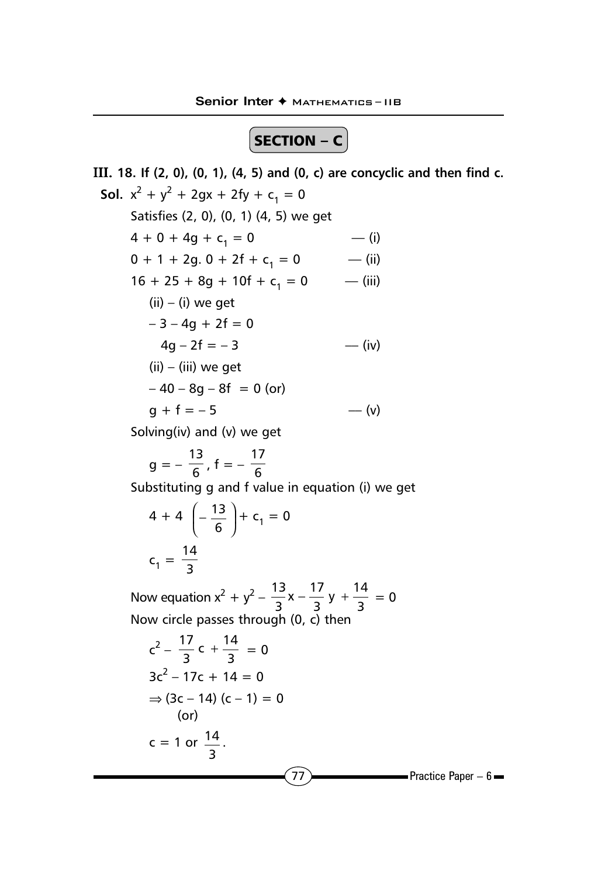## SECTION – C

**III. 18. If (2, 0), (0, 1), (4, 5) and (0, c) are concyclic and then find c.**

**Sol.** $x^2 + y^2 + 2gx + 2fy + c_1 = 0$

Satisfies (2, 0), (0, 1) (4, 5) we get

$4 + 0 + 4g + c_1 = 0$ — (i)

$0 + 1 + 2g.\ 0 + 2f + c_1 = 0$ — (ii)

$16 + 25 + 8g + 10f + c_1 = 0$ — (iii)

(ii) – (i) we get

$-3 - 4g + 2f = 0$

$4g - 2f = -3$ — (iv)

(ii) – (iii) we get

$-40 - 8g - 8f = 0$ (or)

$g + f = -5$ — (v)

Solving(iv) and (v) we get

$$g = -\frac{13}{6}, f = -\frac{17}{6}$$

Substituting g and f value in equation (i) we get

$$4 + 4\left(-\frac{13}{6}\right) + c_1 = 0$$

$$c_1 = \frac{14}{3}$$

Now equation $x^2 + y^2 - \frac{13}{3}x - \frac{17}{3}y + \frac{14}{3} = 0$

Now circle passes through (0, c) then

$$c^2 - \frac{17}{3}c + \frac{14}{3} = 0$$

$$3c^2 - 17c + 14 = 0$$

$$\Rightarrow (3c - 14)(c - 1) = 0$$

(or)

$$c = 1 \text{ or } \frac{14}{3}.$$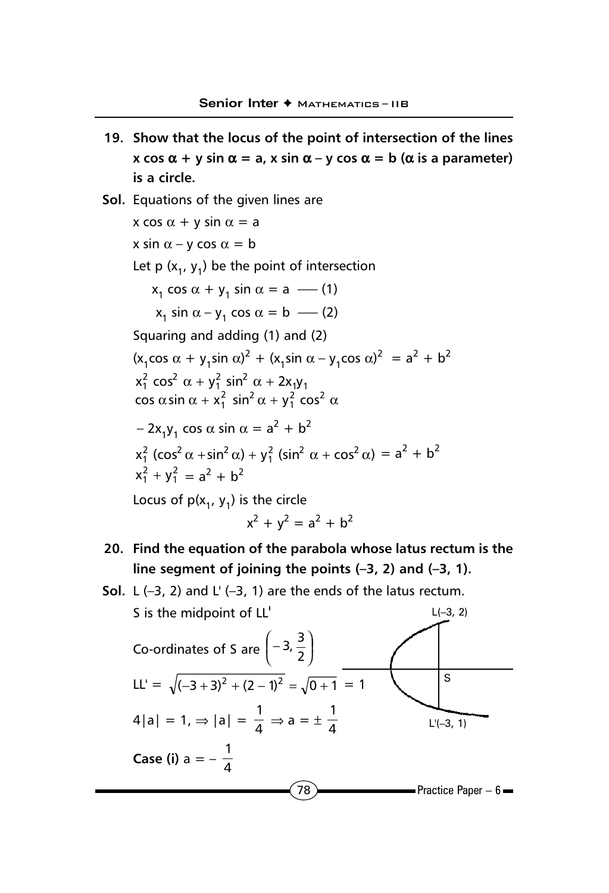**19. Show that the locus of the point of intersection of the lines $x \cos \alpha + y \sin \alpha = a$, $x \sin \alpha - y \cos \alpha = b$ ($\alpha$ is a parameter) is a circle.**

**Sol.** Equations of the given lines are

$x \cos \alpha + y \sin \alpha = a$

$x \sin \alpha - y \cos \alpha = b$

Let $p(x_1, y_1)$ be the point of intersection

$x_1 \cos \alpha + y_1 \sin \alpha = a$ —— (1)

$x_1 \sin \alpha - y_1 \cos \alpha = b$ —— (2)

Squaring and adding (1) and (2)

$(x_1 \cos \alpha + y_1 \sin \alpha)^2 + (x_1 \sin \alpha - y_1 \cos \alpha)^2 = a^2 + b^2$

$x_1^2 \cos^2 \alpha + y_1^2 \sin^2 \alpha + 2x_1y_1 \cos \alpha \sin \alpha + x_1^2 \sin^2 \alpha + y_1^2 \cos^2 \alpha$

$- 2x_1y_1 \cos \alpha \sin \alpha = a^2 + b^2$

$x_1^2 (\cos^2 \alpha + \sin^2 \alpha) + y_1^2 (\sin^2 \alpha + \cos^2 \alpha) = a^2 + b^2$

$x_1^2 + y_1^2 = a^2 + b^2$

Locus of $p(x_1, y_1)$ is the circle

$$x^2 + y^2 = a^2 + b^2$$

**20. Find the equation of the parabola whose latus rectum is the line segment of joining the points (–3, 2) and (–3, 1).**

**Sol.** L (–3, 2) and L' (–3, 1) are the ends of the latus rectum.

S is the midpoint of LL'

Co-ordinates of S are $\left(-3, \frac{3}{2}\right)$

$LL' = \sqrt{(-3+3)^2 + (2-1)^2} = \sqrt{0+1} = 1$

$4|a| = 1, \Rightarrow |a| = \frac{1}{4} \Rightarrow a = \pm \frac{1}{4}$

**Case (i)** $a = -\frac{1}{4}$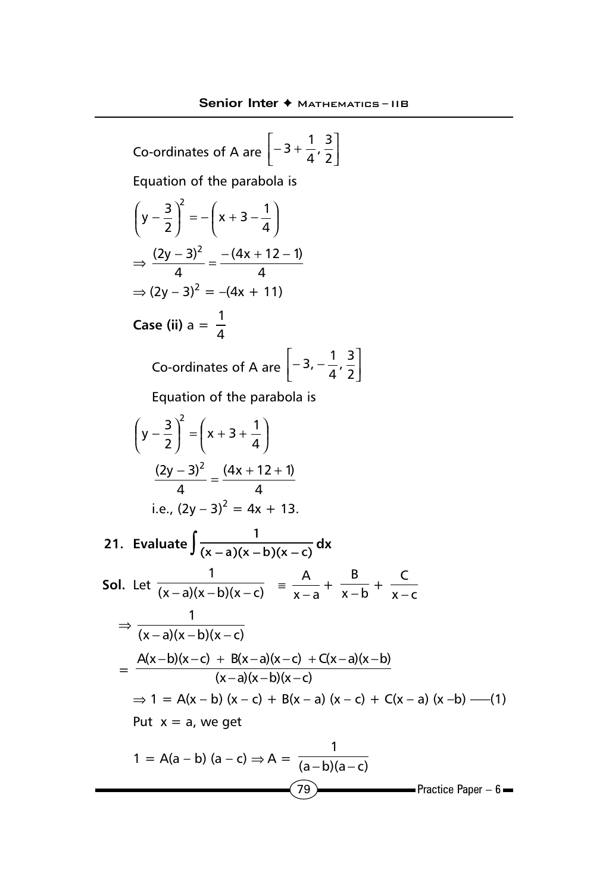Co-ordinates of A are $\left[-3+\frac{1}{4}, \frac{3}{2}\right]$

Equation of the parabola is

$$\left(y-\frac{3}{2}\right)^2 = -\left(x+3-\frac{1}{4}\right)$$

$$\Rightarrow \frac{(2y-3)^2}{4} = \frac{-(4x+12-1)}{4}$$

$$\Rightarrow (2y-3)^2 = -(4x+11)$$

**Case (ii)** $a = \frac{1}{4}$

Co-ordinates of A are $\left[-3, -\frac{1}{4}, \frac{3}{2}\right]$

Equation of the parabola is

$$\left(y-\frac{3}{2}\right)^2 = \left(x+3+\frac{1}{4}\right)$$

$$\frac{(2y-3)^2}{4} = \frac{(4x+12+1)}{4}$$

i.e., $(2y-3)^2 = 4x+13.$

**21. Evaluate** $\int \frac{1}{(x-a)(x-b)(x-c)}\,dx$

**Sol.** Let $\frac{1}{(x-a)(x-b)(x-c)} \equiv \frac{A}{x-a} + \frac{B}{x-b} + \frac{C}{x-c}$

$$\Rightarrow \frac{1}{(x-a)(x-b)(x-c)}$$

$$= \frac{A(x-b)(x-c) + B(x-a)(x-c) + C(x-a)(x-b)}{(x-a)(x-b)(x-c)}$$

$$\Rightarrow 1 = A(x-b)(x-c) + B(x-a)(x-c) + C(x-a)(x-b) \text{ ——(1)}$$

Put $x = a$, we get

$$1 = A(a-b)(a-c) \Rightarrow A = \frac{1}{(a-b)(a-c)}$$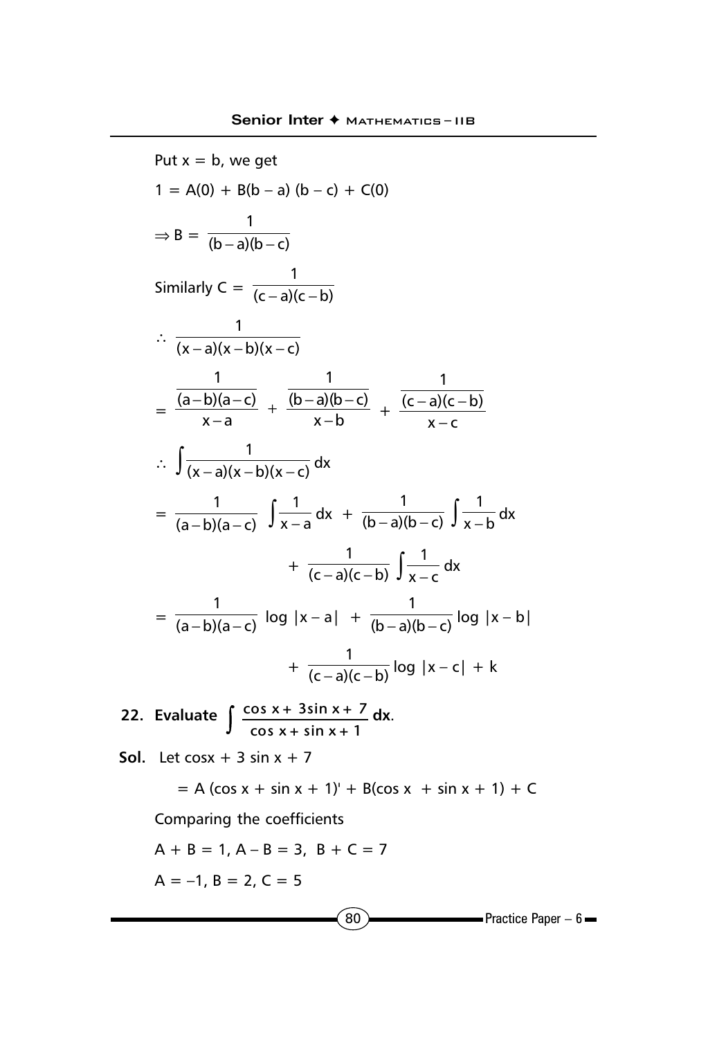Put $x = b$, we get

$$1 = A(0) + B(b - a)(b - c) + C(0)$$

$$\Rightarrow B = \frac{1}{(b-a)(b-c)}$$

Similarly $C = \dfrac{1}{(c-a)(c-b)}$

$$\therefore \frac{1}{(x-a)(x-b)(x-c)}$$

$$= \frac{\frac{1}{(a-b)(a-c)}}{x-a} + \frac{\frac{1}{(b-a)(b-c)}}{x-b} + \frac{\frac{1}{(c-a)(c-b)}}{x-c}$$

$$\therefore \int \frac{1}{(x-a)(x-b)(x-c)}\,dx$$

$$= \frac{1}{(a-b)(a-c)} \int \frac{1}{x-a}\,dx + \frac{1}{(b-a)(b-c)} \int \frac{1}{x-b}\,dx + \frac{1}{(c-a)(c-b)} \int \frac{1}{x-c}\,dx$$

$$= \frac{1}{(a-b)(a-c)} \log|x-a| + \frac{1}{(b-a)(b-c)} \log|x-b| + \frac{1}{(c-a)(c-b)} \log|x-c| + k$$

**22. Evaluate $\displaystyle\int \frac{\cos x + 3\sin x + 7}{\cos x + \sin x + 1}\,dx$.**

**Sol.** Let $\cos x + 3\sin x + 7$

$$= A(\cos x + \sin x + 1)' + B(\cos x + \sin x + 1) + C$$

Comparing the coefficients

$A + B = 1,\ A - B = 3,\ B + C = 7$

$A = -1,\ B = 2,\ C = 5$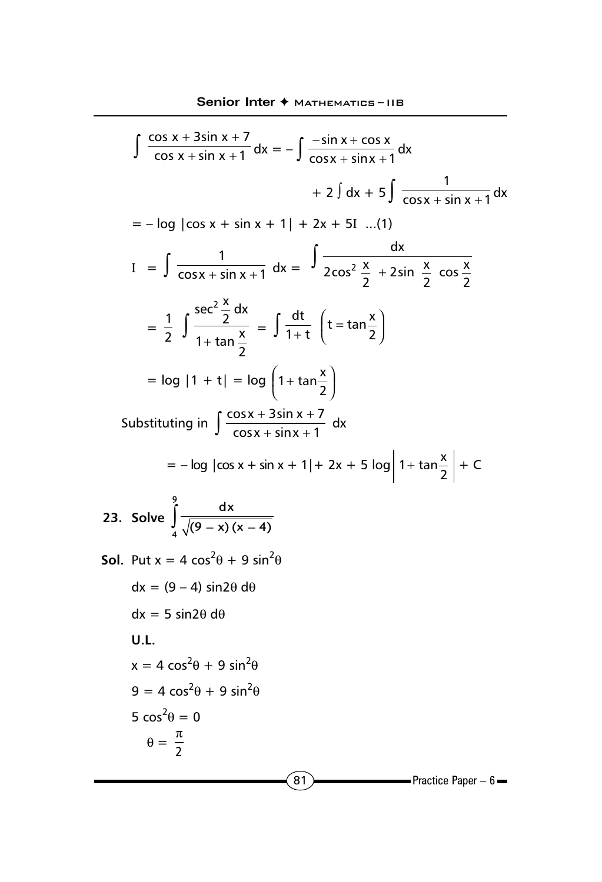$$\int \frac{\cos x + 3\sin x + 7}{\cos x + \sin x + 1}\,dx = -\int \frac{-\sin x + \cos x}{\cos x + \sin x + 1}\,dx$$

$$+ 2\int dx + 5\int \frac{1}{\cos x + \sin x + 1}\,dx$$

$= -\log|\cos x + \sin x + 1| + 2x + 5I$ ...(1)

$$I = \int \frac{1}{\cos x + \sin x + 1}\,dx = \int \frac{dx}{2\cos^2\frac{x}{2} + 2\sin\frac{x}{2}\cos\frac{x}{2}}$$

$$= \frac{1}{2}\int \frac{\sec^2\frac{x}{2}\,dx}{1 + \tan\frac{x}{2}} = \int \frac{dt}{1+t} \quad \left(t = \tan\frac{x}{2}\right)$$

$$= \log|1 + t| = \log\left(1 + \tan\frac{x}{2}\right)$$

Substituting in $\int \frac{\cos x + 3\sin x + 7}{\cos x + \sin x + 1}\,dx$

$$= -\log|\cos x + \sin x + 1| + 2x + 5\log\left|1 + \tan\frac{x}{2}\right| + C$$

**23. Solve** $\displaystyle\int_4^9 \frac{dx}{\sqrt{(9-x)(x-4)}}$

**Sol.** Put $x = 4\cos^2\theta + 9\sin^2\theta$

$dx = (9 - 4)\sin 2\theta\, d\theta$

$dx = 5\sin 2\theta\, d\theta$

**U.L.**

$x = 4\cos^2\theta + 9\sin^2\theta$

$9 = 4\cos^2\theta + 9\sin^2\theta$

$5\cos^2\theta = 0$

$\theta = \frac{\pi}{2}$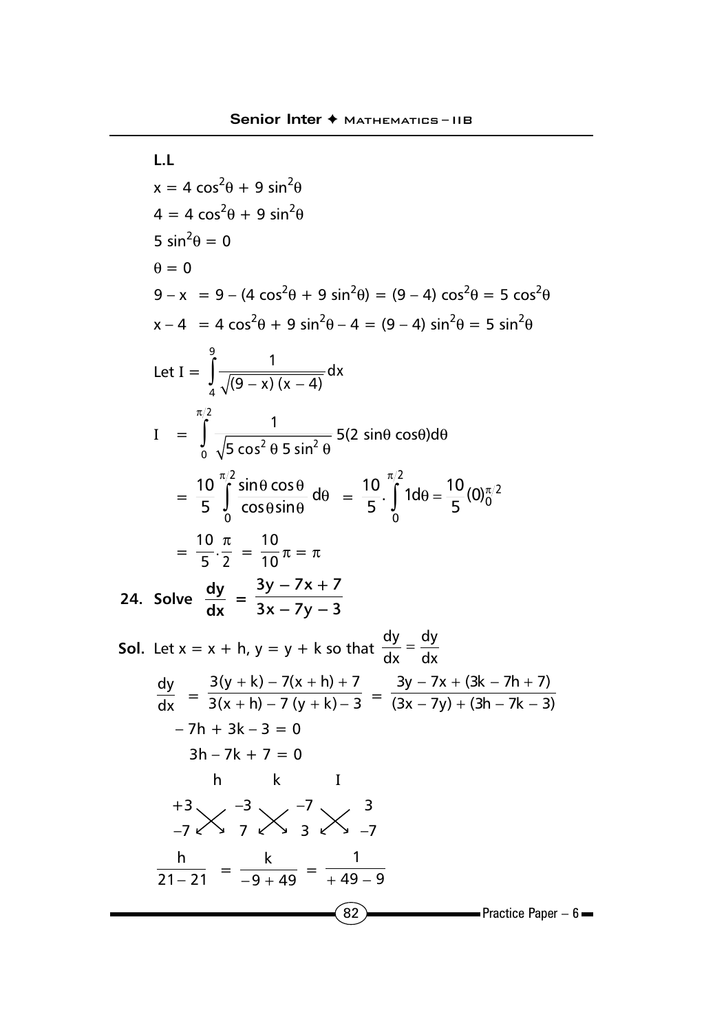**L.L**

$x = 4\cos^2\theta + 9\sin^2\theta$

$4 = 4\cos^2\theta + 9\sin^2\theta$

$5\sin^2\theta = 0$

$\theta = 0$

$9 - x = 9 - (4\cos^2\theta + 9\sin^2\theta) = (9 - 4)\cos^2\theta = 5\cos^2\theta$

$x - 4 = 4\cos^2\theta + 9\sin^2\theta - 4 = (9 - 4)\sin^2\theta = 5\sin^2\theta$

Let $I = \int_4^9 \frac{1}{\sqrt{(9-x)(x-4)}}dx$

$$I = \int_0^{\pi/2} \frac{1}{\sqrt{5\cos^2\theta \, 5\sin^2\theta}} 5(2\sin\theta\cos\theta)d\theta$$

$$= \frac{10}{5}\int_0^{\pi/2} \frac{\sin\theta\cos\theta}{\cos\theta\sin\theta}d\theta = \frac{10}{5}\cdot\int_0^{\pi/2} 1d\theta = \frac{10}{5}(0)_0^{\pi/2}$$

$$= \frac{10}{5}\cdot\frac{\pi}{2} = \frac{10}{10}\pi = \pi$$

**24. Solve $\frac{dy}{dx} = \frac{3y - 7x + 7}{3x - 7y - 3}$**

**Sol.** Let $x = x + h$, $y = y + k$ so that $\frac{dy}{dx} = \frac{dy}{dx}$

$$\frac{dy}{dx} = \frac{3(y+k) - 7(x+h) + 7}{3(x+h) - 7(y+k) - 3} = \frac{3y - 7x + (3k - 7h + 7)}{(3x - 7y) + (3h - 7k - 3)}$$

$-7h + 3k - 3 = 0$

$3h - 7k + 7 = 0$

| h | | k | | I | |
|---|---|---|---|---|---|
| +3 | | −3 | | −7 | 3 |
| −7 | | 7 | | 3 | −7 |

$$\frac{h}{21-21} = \frac{k}{-9+49} = \frac{1}{+49-9}$$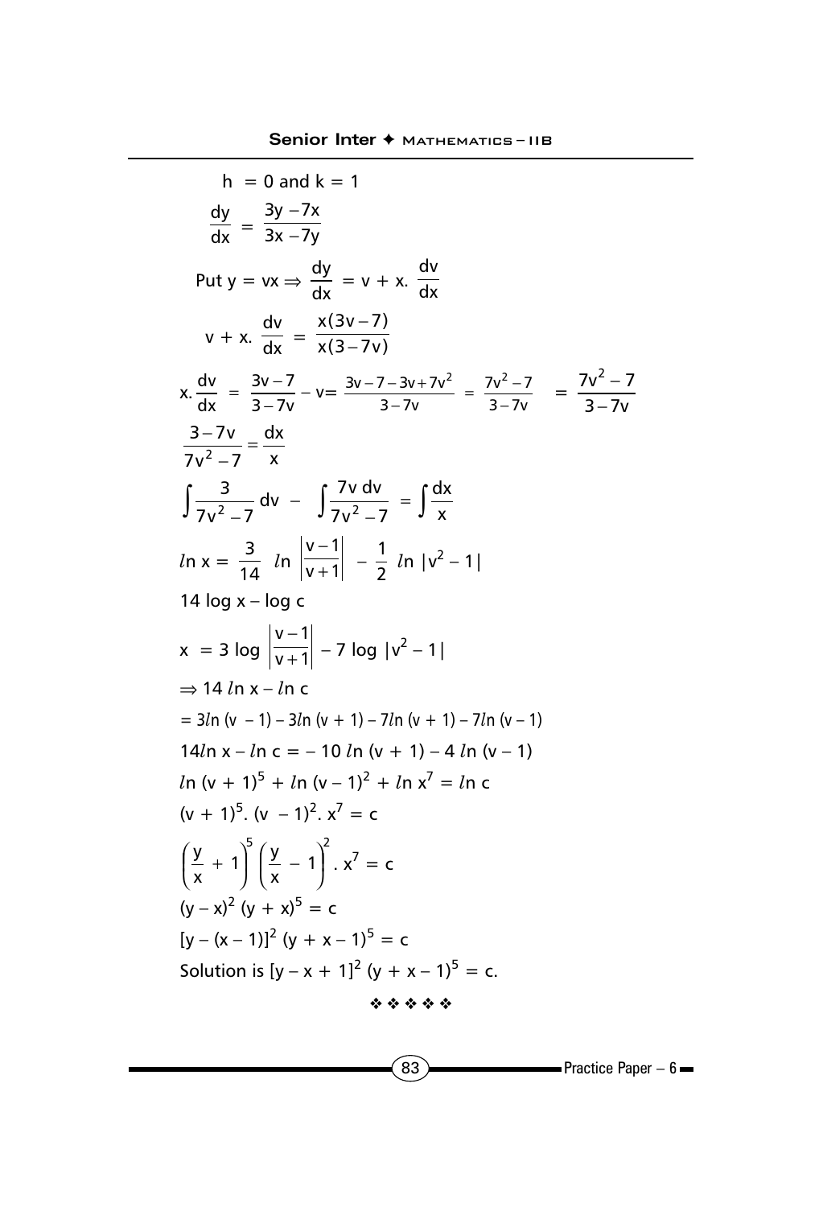$h = 0$ and $k = 1$

$$\frac{dy}{dx} = \frac{3y - 7x}{3x - 7y}$$

Put $y = vx \Rightarrow \frac{dy}{dx} = v + x. \frac{dv}{dx}$

$$v + x. \frac{dv}{dx} = \frac{x(3v - 7)}{x(3 - 7v)}$$

$$x. \frac{dv}{dx} = \frac{3v - 7}{3 - 7v} - v = \frac{3v - 7 - 3v + 7v^2}{3 - 7v} = \frac{7v^2 - 7}{3 - 7v} = \frac{7v^2 - 7}{3 - 7v}$$

$$\frac{3 - 7v}{7v^2 - 7} = \frac{dx}{x}$$

$$\int \frac{3}{7v^2 - 7} dv - \int \frac{7v\, dv}{7v^2 - 7} = \int \frac{dx}{x}$$

$$ln\, x = \frac{3}{14}\, ln \left|\frac{v - 1}{v + 1}\right| - \frac{1}{2}\, ln\, |v^2 - 1|$$

$14 \log x - \log c$

$$x = 3 \log \left|\frac{v - 1}{v + 1}\right| - 7 \log |v^2 - 1|$$

$\Rightarrow 14\, ln\, x - ln\, c$

$= 3 ln\, (v - 1) - 3 ln\, (v + 1) - 7 ln\, (v + 1) - 7 ln\, (v - 1)$

$14 ln\, x - ln\, c = -10\, ln\, (v + 1) - 4\, ln\, (v - 1)$

$ln\, (v + 1)^5 + ln\, (v - 1)^2 + ln\, x^7 = ln\, c$

$(v + 1)^5 . (v - 1)^2 . x^7 = c$

$$\left(\frac{y}{x} + 1\right)^5 \left(\frac{y}{x} - 1\right)^2 . x^7 = c$$

$(y - x)^2 (y + x)^5 = c$

$[y - (x - 1)]^2 (y + x - 1)^5 = c$

Solution is $[y - x + 1]^2 (y + x - 1)^5 = c$.

❖ ❖ ❖ ❖ ❖